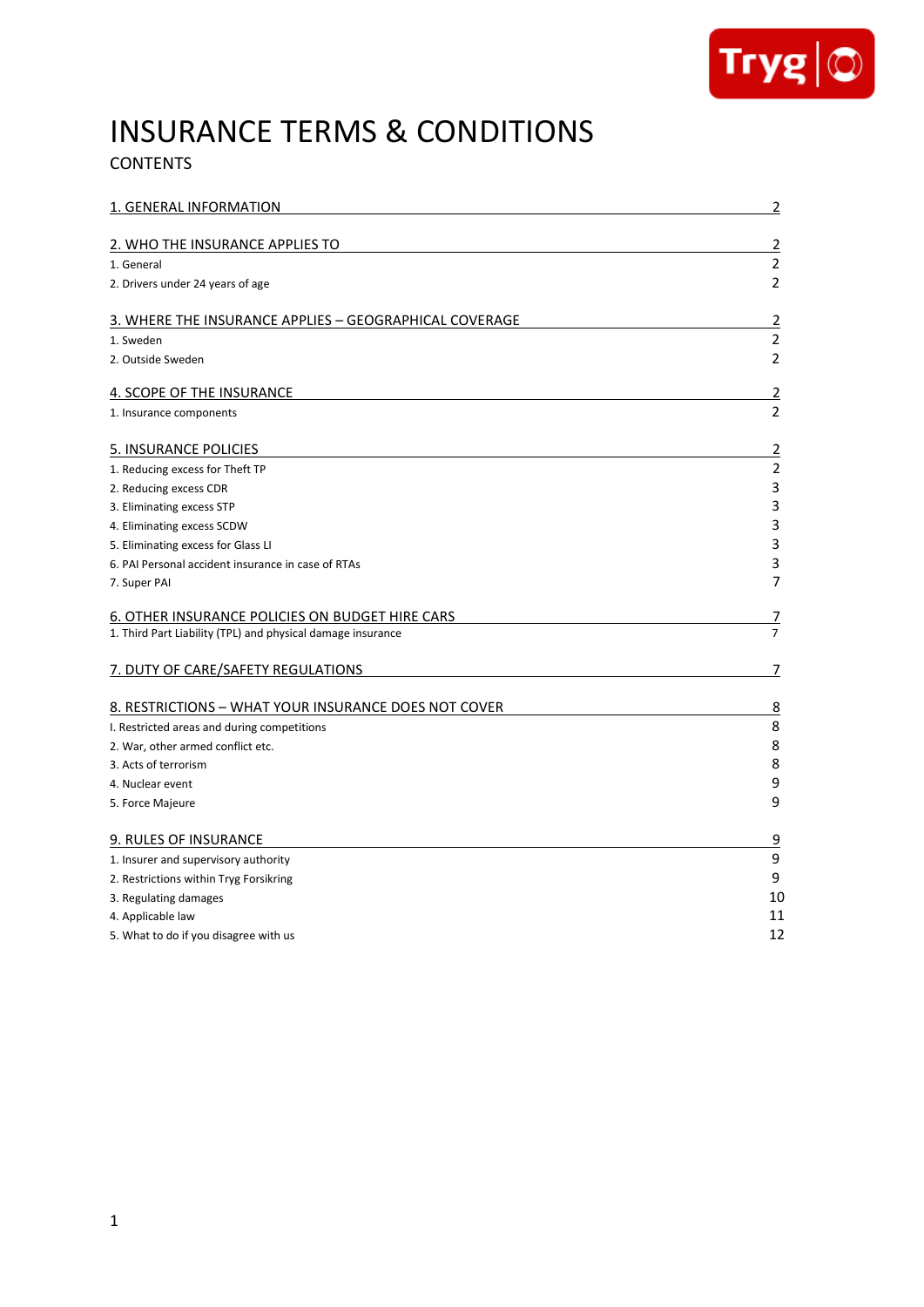# INSURANCE TERMS & CONDITIONS

## CONTENTS

| | |
|---|---|
| **1. GENERAL INFORMATION** | 2 |
| **2. WHO THE INSURANCE APPLIES TO** | 2 |
| 1. General | 2 |
| 2. Drivers under 24 years of age | 2 |
| **3. WHERE THE INSURANCE APPLIES – GEOGRAPHICAL COVERAGE** | 2 |
| 1. Sweden | 2 |
| 2. Outside Sweden | 2 |
| **4. SCOPE OF THE INSURANCE** | 2 |
| 1. Insurance components | 2 |
| **5. INSURANCE POLICIES** | 2 |
| 1. Reducing excess for Theft TP | 2 |
| 2. Reducing excess CDR | 3 |
| 3. Eliminating excess STP | 3 |
| 4. Eliminating excess SCDW | 3 |
| 5. Eliminating excess for Glass LI | 3 |
| 6. PAI Personal accident insurance in case of RTAs | 3 |
| 7. Super PAI | 7 |
| **6. OTHER INSURANCE POLICIES ON BUDGET HIRE CARS** | 7 |
| 1. Third Part Liability (TPL) and physical damage insurance | 7 |
| **7. DUTY OF CARE/SAFETY REGULATIONS** | 7 |
| **8. RESTRICTIONS – WHAT YOUR INSURANCE DOES NOT COVER** | 8 |
| I. Restricted areas and during competitions | 8 |
| 2. War, other armed conflict etc. | 8 |
| 3. Acts of terrorism | 8 |
| 4. Nuclear event | 9 |
| 5. Force Majeure | 9 |
| **9. RULES OF INSURANCE** | 9 |
| 1. Insurer and supervisory authority | 9 |
| 2. Restrictions within Tryg Forsikring | 9 |
| 3. Regulating damages | 10 |
| 4. Applicable law | 11 |
| 5. What to do if you disagree with us | 12 |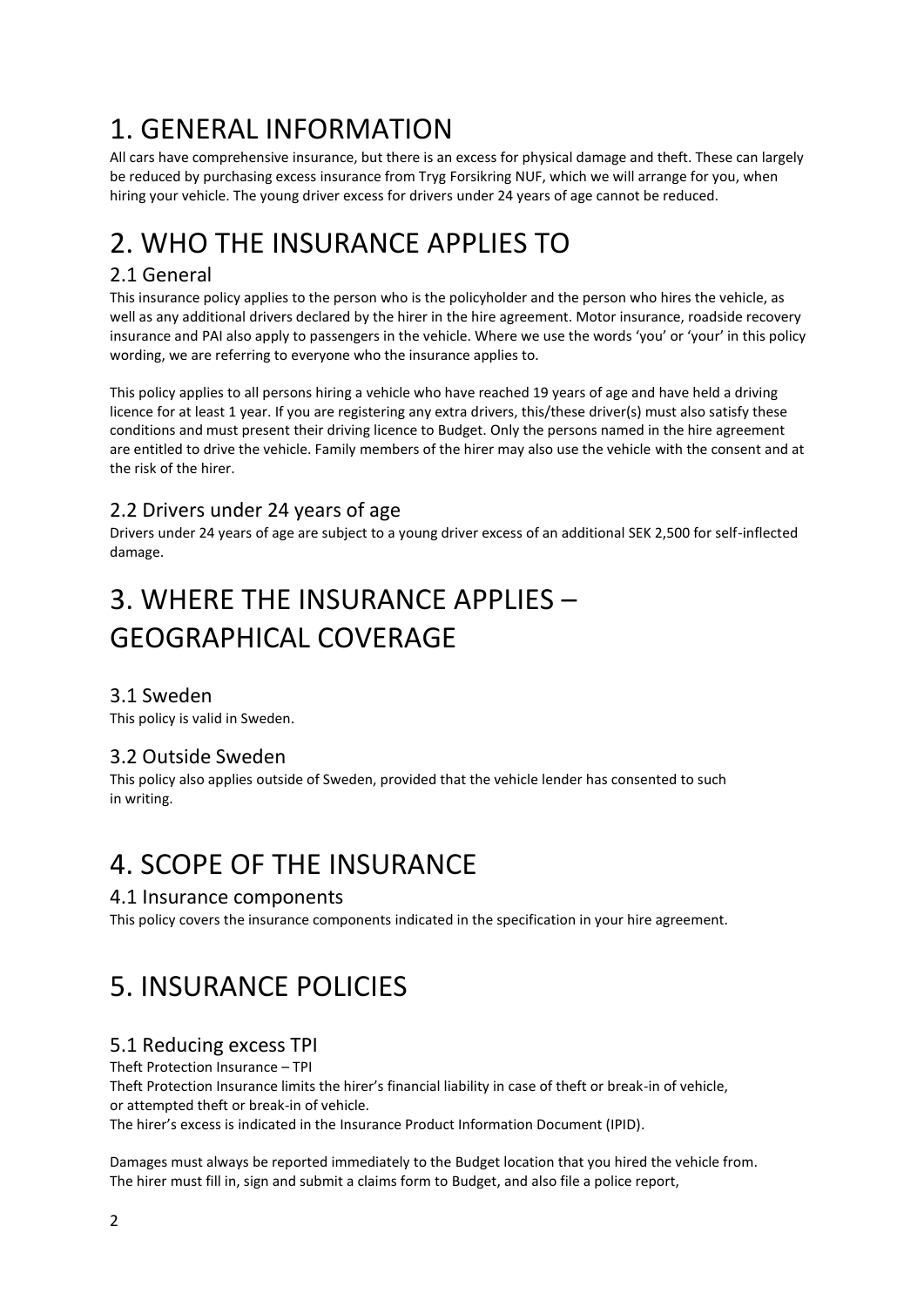# 1. GENERAL INFORMATION

All cars have comprehensive insurance, but there is an excess for physical damage and theft. These can largely be reduced by purchasing excess insurance from Tryg Forsikring NUF, which we will arrange for you, when hiring your vehicle. The young driver excess for drivers under 24 years of age cannot be reduced.

# 2. WHO THE INSURANCE APPLIES TO

## 2.1 General

This insurance policy applies to the person who is the policyholder and the person who hires the vehicle, as well as any additional drivers declared by the hirer in the hire agreement. Motor insurance, roadside recovery insurance and PAI also apply to passengers in the vehicle. Where we use the words 'you' or 'your' in this policy wording, we are referring to everyone who the insurance applies to.

This policy applies to all persons hiring a vehicle who have reached 19 years of age and have held a driving licence for at least 1 year. If you are registering any extra drivers, this/these driver(s) must also satisfy these conditions and must present their driving licence to Budget. Only the persons named in the hire agreement are entitled to drive the vehicle. Family members of the hirer may also use the vehicle with the consent and at the risk of the hirer.

## 2.2 Drivers under 24 years of age

Drivers under 24 years of age are subject to a young driver excess of an additional SEK 2,500 for self-inflected damage.

# 3. WHERE THE INSURANCE APPLIES – GEOGRAPHICAL COVERAGE

## 3.1 Sweden

This policy is valid in Sweden.

## 3.2 Outside Sweden

This policy also applies outside of Sweden, provided that the vehicle lender has consented to such in writing.

# 4. SCOPE OF THE INSURANCE

## 4.1 Insurance components

This policy covers the insurance components indicated in the specification in your hire agreement.

# 5. INSURANCE POLICIES

## 5.1 Reducing excess TPI

Theft Protection Insurance – TPI

Theft Protection Insurance limits the hirer's financial liability in case of theft or break-in of vehicle, or attempted theft or break-in of vehicle.

The hirer's excess is indicated in the Insurance Product Information Document (IPID).

Damages must always be reported immediately to the Budget location that you hired the vehicle from. The hirer must fill in, sign and submit a claims form to Budget, and also file a police report,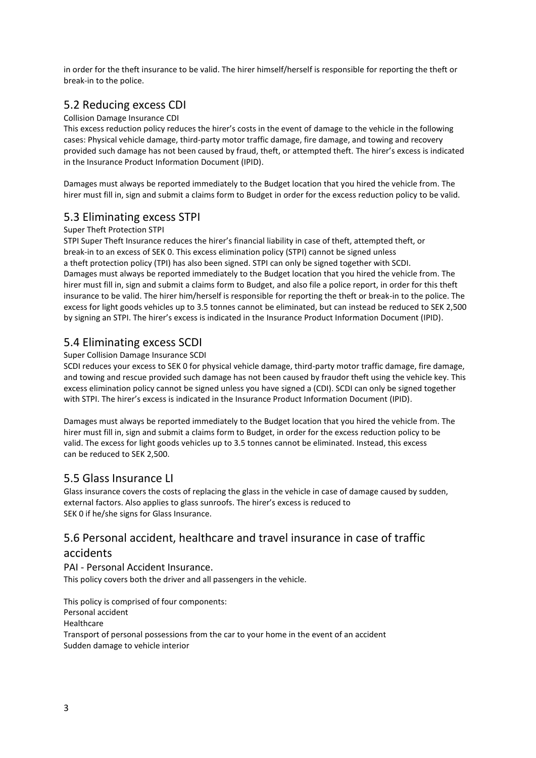in order for the theft insurance to be valid. The hirer himself/herself is responsible for reporting the theft or break-in to the police.

## 5.2 Reducing excess CDI

Collision Damage Insurance CDI

This excess reduction policy reduces the hirer's costs in the event of damage to the vehicle in the following cases: Physical vehicle damage, third-party motor traffic damage, fire damage, and towing and recovery provided such damage has not been caused by fraud, theft, or attempted theft. The hirer's excess is indicated in the Insurance Product Information Document (IPID).

Damages must always be reported immediately to the Budget location that you hired the vehicle from. The hirer must fill in, sign and submit a claims form to Budget in order for the excess reduction policy to be valid.

## 5.3 Eliminating excess STPI

Super Theft Protection STPI

STPI Super Theft Insurance reduces the hirer's financial liability in case of theft, attempted theft, or break-in to an excess of SEK 0. This excess elimination policy (STPI) cannot be signed unless a theft protection policy (TPI) has also been signed. STPI can only be signed together with SCDI. Damages must always be reported immediately to the Budget location that you hired the vehicle from. The hirer must fill in, sign and submit a claims form to Budget, and also file a police report, in order for this theft insurance to be valid. The hirer him/herself is responsible for reporting the theft or break-in to the police. The excess for light goods vehicles up to 3.5 tonnes cannot be eliminated, but can instead be reduced to SEK 2,500 by signing an STPI. The hirer's excess is indicated in the Insurance Product Information Document (IPID).

## 5.4 Eliminating excess SCDI

Super Collision Damage Insurance SCDI

SCDI reduces your excess to SEK 0 for physical vehicle damage, third-party motor traffic damage, fire damage, and towing and rescue provided such damage has not been caused by fraudor theft using the vehicle key. This excess elimination policy cannot be signed unless you have signed a (CDI). SCDI can only be signed together with STPI. The hirer's excess is indicated in the Insurance Product Information Document (IPID).

Damages must always be reported immediately to the Budget location that you hired the vehicle from. The hirer must fill in, sign and submit a claims form to Budget, in order for the excess reduction policy to be valid. The excess for light goods vehicles up to 3.5 tonnes cannot be eliminated. Instead, this excess can be reduced to SEK 2,500.

## 5.5 Glass Insurance LI

Glass insurance covers the costs of replacing the glass in the vehicle in case of damage caused by sudden, external factors. Also applies to glass sunroofs. The hirer's excess is reduced to SEK 0 if he/she signs for Glass Insurance.

## 5.6 Personal accident, healthcare and travel insurance in case of traffic accidents

PAI - Personal Accident Insurance.

This policy covers both the driver and all passengers in the vehicle.

This policy is comprised of four components:

Personal accident

Healthcare

Transport of personal possessions from the car to your home in the event of an accident

Sudden damage to vehicle interior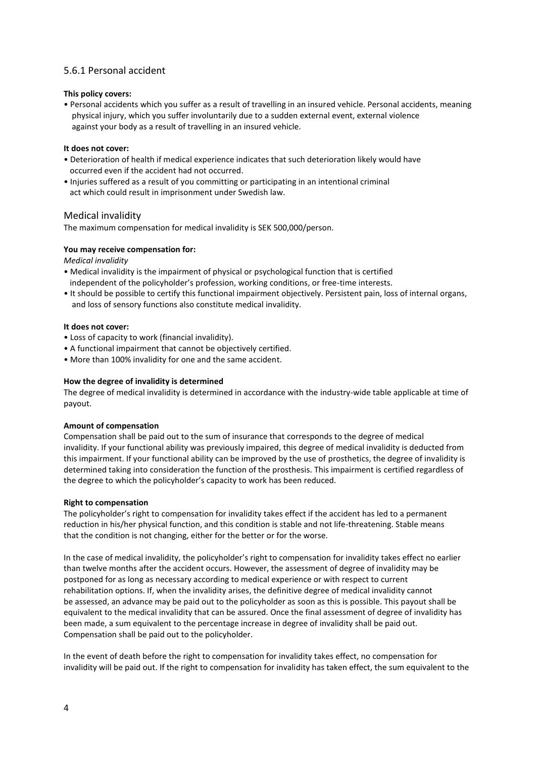### 5.6.1 Personal accident

**This policy covers:**

- Personal accidents which you suffer as a result of travelling in an insured vehicle. Personal accidents, meaning physical injury, which you suffer involuntarily due to a sudden external event, external violence against your body as a result of travelling in an insured vehicle.

**It does not cover:**

- Deterioration of health if medical experience indicates that such deterioration likely would have occurred even if the accident had not occurred.
- Injuries suffered as a result of you committing or participating in an intentional criminal act which could result in imprisonment under Swedish law.

#### Medical invalidity

The maximum compensation for medical invalidity is SEK 500,000/person.

**You may receive compensation for:**

*Medical invalidity*

- Medical invalidity is the impairment of physical or psychological function that is certified independent of the policyholder's profession, working conditions, or free-time interests.
- It should be possible to certify this functional impairment objectively. Persistent pain, loss of internal organs, and loss of sensory functions also constitute medical invalidity.

**It does not cover:**

- Loss of capacity to work (financial invalidity).
- A functional impairment that cannot be objectively certified.
- More than 100% invalidity for one and the same accident.

**How the degree of invalidity is determined**

The degree of medical invalidity is determined in accordance with the industry-wide table applicable at time of payout.

**Amount of compensation**

Compensation shall be paid out to the sum of insurance that corresponds to the degree of medical invalidity. If your functional ability was previously impaired, this degree of medical invalidity is deducted from this impairment. If your functional ability can be improved by the use of prosthetics, the degree of invalidity is determined taking into consideration the function of the prosthesis. This impairment is certified regardless of the degree to which the policyholder's capacity to work has been reduced.

**Right to compensation**

The policyholder's right to compensation for invalidity takes effect if the accident has led to a permanent reduction in his/her physical function, and this condition is stable and not life-threatening. Stable means that the condition is not changing, either for the better or for the worse.

In the case of medical invalidity, the policyholder's right to compensation for invalidity takes effect no earlier than twelve months after the accident occurs. However, the assessment of degree of invalidity may be postponed for as long as necessary according to medical experience or with respect to current rehabilitation options. If, when the invalidity arises, the definitive degree of medical invalidity cannot be assessed, an advance may be paid out to the policyholder as soon as this is possible. This payout shall be equivalent to the medical invalidity that can be assured. Once the final assessment of degree of invalidity has been made, a sum equivalent to the percentage increase in degree of invalidity shall be paid out. Compensation shall be paid out to the policyholder.

In the event of death before the right to compensation for invalidity takes effect, no compensation for invalidity will be paid out. If the right to compensation for invalidity has taken effect, the sum equivalent to the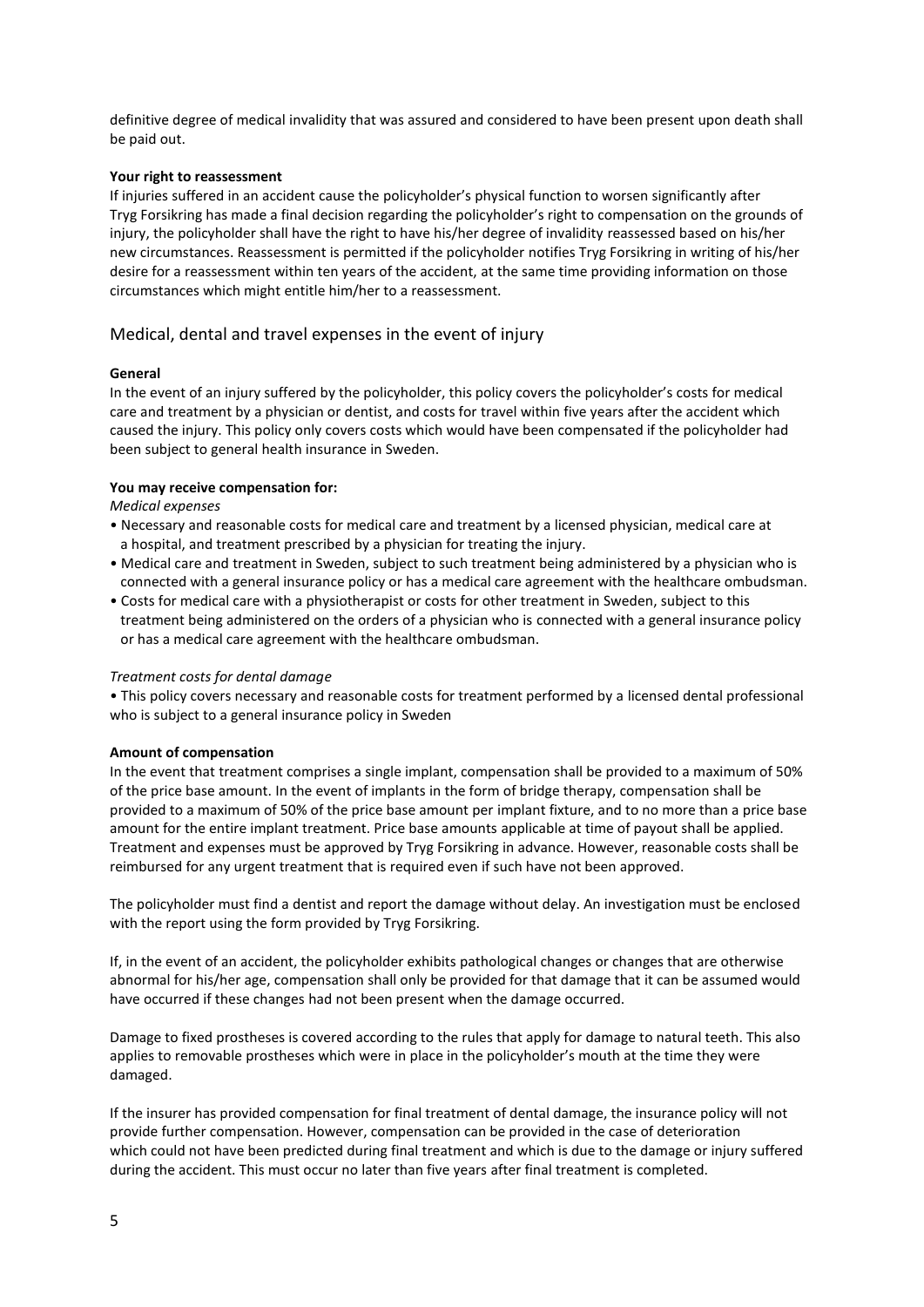definitive degree of medical invalidity that was assured and considered to have been present upon death shall be paid out.

**Your right to reassessment**

If injuries suffered in an accident cause the policyholder's physical function to worsen significantly after Tryg Forsikring has made a final decision regarding the policyholder's right to compensation on the grounds of injury, the policyholder shall have the right to have his/her degree of invalidity reassessed based on his/her new circumstances. Reassessment is permitted if the policyholder notifies Tryg Forsikring in writing of his/her desire for a reassessment within ten years of the accident, at the same time providing information on those circumstances which might entitle him/her to a reassessment.

## Medical, dental and travel expenses in the event of injury

**General**

In the event of an injury suffered by the policyholder, this policy covers the policyholder's costs for medical care and treatment by a physician or dentist, and costs for travel within five years after the accident which caused the injury. This policy only covers costs which would have been compensated if the policyholder had been subject to general health insurance in Sweden.

**You may receive compensation for:**

*Medical expenses*

- Necessary and reasonable costs for medical care and treatment by a licensed physician, medical care at a hospital, and treatment prescribed by a physician for treating the injury.
- Medical care and treatment in Sweden, subject to such treatment being administered by a physician who is connected with a general insurance policy or has a medical care agreement with the healthcare ombudsman.
- Costs for medical care with a physiotherapist or costs for other treatment in Sweden, subject to this treatment being administered on the orders of a physician who is connected with a general insurance policy or has a medical care agreement with the healthcare ombudsman.

*Treatment costs for dental damage*

- This policy covers necessary and reasonable costs for treatment performed by a licensed dental professional who is subject to a general insurance policy in Sweden

**Amount of compensation**

In the event that treatment comprises a single implant, compensation shall be provided to a maximum of 50% of the price base amount. In the event of implants in the form of bridge therapy, compensation shall be provided to a maximum of 50% of the price base amount per implant fixture, and to no more than a price base amount for the entire implant treatment. Price base amounts applicable at time of payout shall be applied. Treatment and expenses must be approved by Tryg Forsikring in advance. However, reasonable costs shall be reimbursed for any urgent treatment that is required even if such have not been approved.

The policyholder must find a dentist and report the damage without delay. An investigation must be enclosed with the report using the form provided by Tryg Forsikring.

If, in the event of an accident, the policyholder exhibits pathological changes or changes that are otherwise abnormal for his/her age, compensation shall only be provided for that damage that it can be assumed would have occurred if these changes had not been present when the damage occurred.

Damage to fixed prostheses is covered according to the rules that apply for damage to natural teeth. This also applies to removable prostheses which were in place in the policyholder's mouth at the time they were damaged.

If the insurer has provided compensation for final treatment of dental damage, the insurance policy will not provide further compensation. However, compensation can be provided in the case of deterioration which could not have been predicted during final treatment and which is due to the damage or injury suffered during the accident. This must occur no later than five years after final treatment is completed.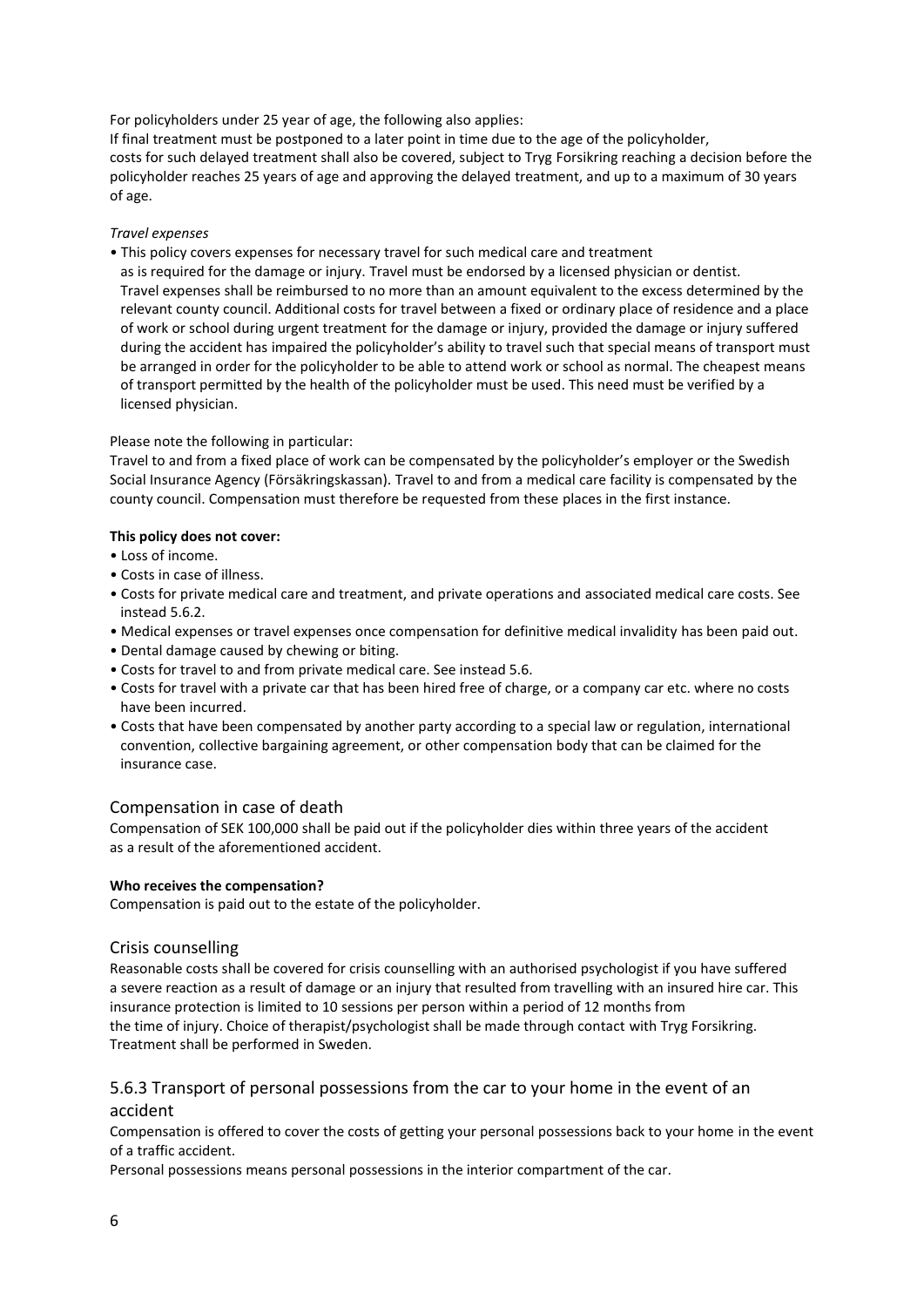For policyholders under 25 year of age, the following also applies:
If final treatment must be postponed to a later point in time due to the age of the policyholder, costs for such delayed treatment shall also be covered, subject to Tryg Forsikring reaching a decision before the policyholder reaches 25 years of age and approving the delayed treatment, and up to a maximum of 30 years of age.

*Travel expenses*

- This policy covers expenses for necessary travel for such medical care and treatment as is required for the damage or injury. Travel must be endorsed by a licensed physician or dentist. Travel expenses shall be reimbursed to no more than an amount equivalent to the excess determined by the relevant county council. Additional costs for travel between a fixed or ordinary place of residence and a place of work or school during urgent treatment for the damage or injury, provided the damage or injury suffered during the accident has impaired the policyholder's ability to travel such that special means of transport must be arranged in order for the policyholder to be able to attend work or school as normal. The cheapest means of transport permitted by the health of the policyholder must be used. This need must be verified by a licensed physician.

Please note the following in particular:
Travel to and from a fixed place of work can be compensated by the policyholder's employer or the Swedish Social Insurance Agency (Försäkringskassan). Travel to and from a medical care facility is compensated by the county council. Compensation must therefore be requested from these places in the first instance.

**This policy does not cover:**

- Loss of income.
- Costs in case of illness.
- Costs for private medical care and treatment, and private operations and associated medical care costs. See instead 5.6.2.
- Medical expenses or travel expenses once compensation for definitive medical invalidity has been paid out.
- Dental damage caused by chewing or biting.
- Costs for travel to and from private medical care. See instead 5.6.
- Costs for travel with a private car that has been hired free of charge, or a company car etc. where no costs have been incurred.
- Costs that have been compensated by another party according to a special law or regulation, international convention, collective bargaining agreement, or other compensation body that can be claimed for the insurance case.

### Compensation in case of death

Compensation of SEK 100,000 shall be paid out if the policyholder dies within three years of the accident as a result of the aforementioned accident.

**Who receives the compensation?**
Compensation is paid out to the estate of the policyholder.

### Crisis counselling

Reasonable costs shall be covered for crisis counselling with an authorised psychologist if you have suffered a severe reaction as a result of damage or an injury that resulted from travelling with an insured hire car. This insurance protection is limited to 10 sessions per person within a period of 12 months from the time of injury. Choice of therapist/psychologist shall be made through contact with Tryg Forsikring. Treatment shall be performed in Sweden.

## 5.6.3 Transport of personal possessions from the car to your home in the event of an accident

Compensation is offered to cover the costs of getting your personal possessions back to your home in the event of a traffic accident.

Personal possessions means personal possessions in the interior compartment of the car.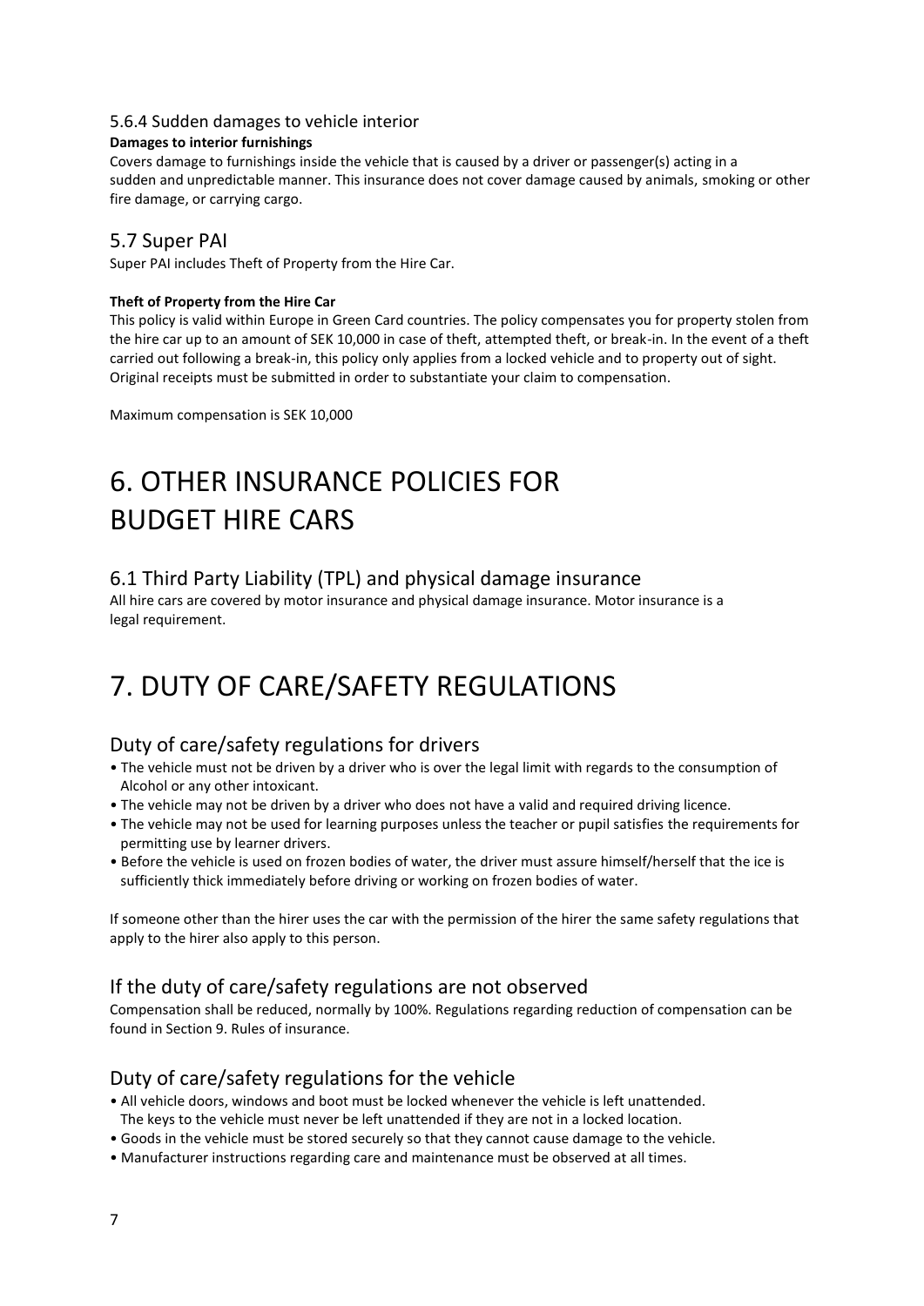### 5.6.4 Sudden damages to vehicle interior

**Damages to interior furnishings**

Covers damage to furnishings inside the vehicle that is caused by a driver or passenger(s) acting in a sudden and unpredictable manner. This insurance does not cover damage caused by animals, smoking or other fire damage, or carrying cargo.

## 5.7 Super PAI

Super PAI includes Theft of Property from the Hire Car.

**Theft of Property from the Hire Car**

This policy is valid within Europe in Green Card countries. The policy compensates you for property stolen from the hire car up to an amount of SEK 10,000 in case of theft, attempted theft, or break-in. In the event of a theft carried out following a break-in, this policy only applies from a locked vehicle and to property out of sight. Original receipts must be submitted in order to substantiate your claim to compensation.

Maximum compensation is SEK 10,000

# 6. OTHER INSURANCE POLICIES FOR BUDGET HIRE CARS

## 6.1 Third Party Liability (TPL) and physical damage insurance

All hire cars are covered by motor insurance and physical damage insurance. Motor insurance is a legal requirement.

# 7. DUTY OF CARE/SAFETY REGULATIONS

## Duty of care/safety regulations for drivers

- The vehicle must not be driven by a driver who is over the legal limit with regards to the consumption of Alcohol or any other intoxicant.
- The vehicle may not be driven by a driver who does not have a valid and required driving licence.
- The vehicle may not be used for learning purposes unless the teacher or pupil satisfies the requirements for permitting use by learner drivers.
- Before the vehicle is used on frozen bodies of water, the driver must assure himself/herself that the ice is sufficiently thick immediately before driving or working on frozen bodies of water.

If someone other than the hirer uses the car with the permission of the hirer the same safety regulations that apply to the hirer also apply to this person.

## If the duty of care/safety regulations are not observed

Compensation shall be reduced, normally by 100%. Regulations regarding reduction of compensation can be found in Section 9. Rules of insurance.

## Duty of care/safety regulations for the vehicle

- All vehicle doors, windows and boot must be locked whenever the vehicle is left unattended. The keys to the vehicle must never be left unattended if they are not in a locked location.
- Goods in the vehicle must be stored securely so that they cannot cause damage to the vehicle.
- Manufacturer instructions regarding care and maintenance must be observed at all times.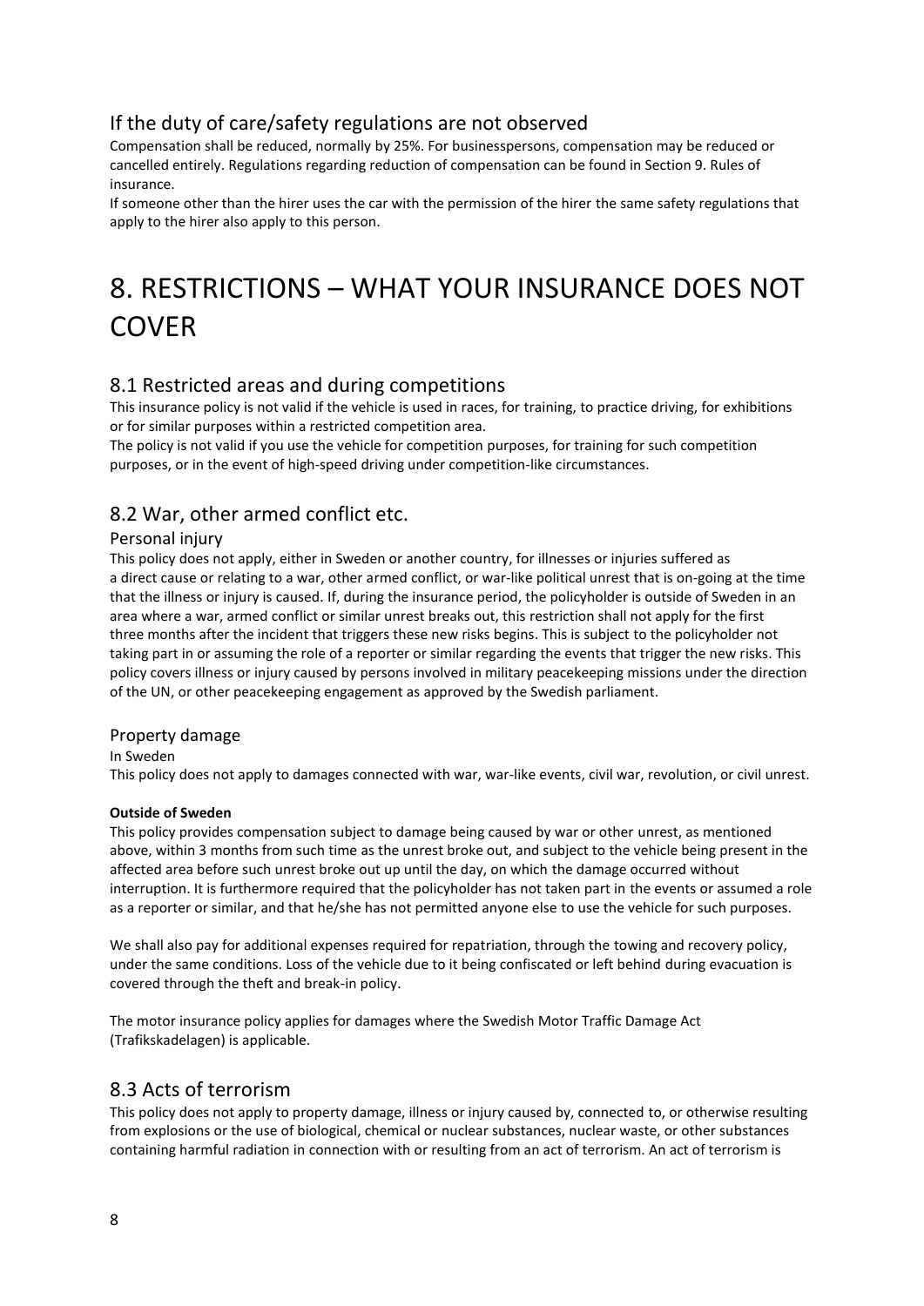### If the duty of care/safety regulations are not observed

Compensation shall be reduced, normally by 25%. For businesspersons, compensation may be reduced or cancelled entirely. Regulations regarding reduction of compensation can be found in Section 9. Rules of insurance.

If someone other than the hirer uses the car with the permission of the hirer the same safety regulations that apply to the hirer also apply to this person.

# 8. RESTRICTIONS – WHAT YOUR INSURANCE DOES NOT COVER

## 8.1 Restricted areas and during competitions

This insurance policy is not valid if the vehicle is used in races, for training, to practice driving, for exhibitions or for similar purposes within a restricted competition area.

The policy is not valid if you use the vehicle for competition purposes, for training for such competition purposes, or in the event of high-speed driving under competition-like circumstances.

## 8.2 War, other armed conflict etc.

### Personal injury

This policy does not apply, either in Sweden or another country, for illnesses or injuries suffered as a direct cause or relating to a war, other armed conflict, or war-like political unrest that is on-going at the time that the illness or injury is caused. If, during the insurance period, the policyholder is outside of Sweden in an area where a war, armed conflict or similar unrest breaks out, this restriction shall not apply for the first three months after the incident that triggers these new risks begins. This is subject to the policyholder not taking part in or assuming the role of a reporter or similar regarding the events that trigger the new risks. This policy covers illness or injury caused by persons involved in military peacekeeping missions under the direction of the UN, or other peacekeeping engagement as approved by the Swedish parliament.

### Property damage

In Sweden

This policy does not apply to damages connected with war, war-like events, civil war, revolution, or civil unrest.

**Outside of Sweden**

This policy provides compensation subject to damage being caused by war or other unrest, as mentioned above, within 3 months from such time as the unrest broke out, and subject to the vehicle being present in the affected area before such unrest broke out up until the day, on which the damage occurred without interruption. It is furthermore required that the policyholder has not taken part in the events or assumed a role as a reporter or similar, and that he/she has not permitted anyone else to use the vehicle for such purposes.

We shall also pay for additional expenses required for repatriation, through the towing and recovery policy, under the same conditions. Loss of the vehicle due to it being confiscated or left behind during evacuation is covered through the theft and break-in policy.

The motor insurance policy applies for damages where the Swedish Motor Traffic Damage Act (Trafikskadelagen) is applicable.

## 8.3 Acts of terrorism

This policy does not apply to property damage, illness or injury caused by, connected to, or otherwise resulting from explosions or the use of biological, chemical or nuclear substances, nuclear waste, or other substances containing harmful radiation in connection with or resulting from an act of terrorism. An act of terrorism is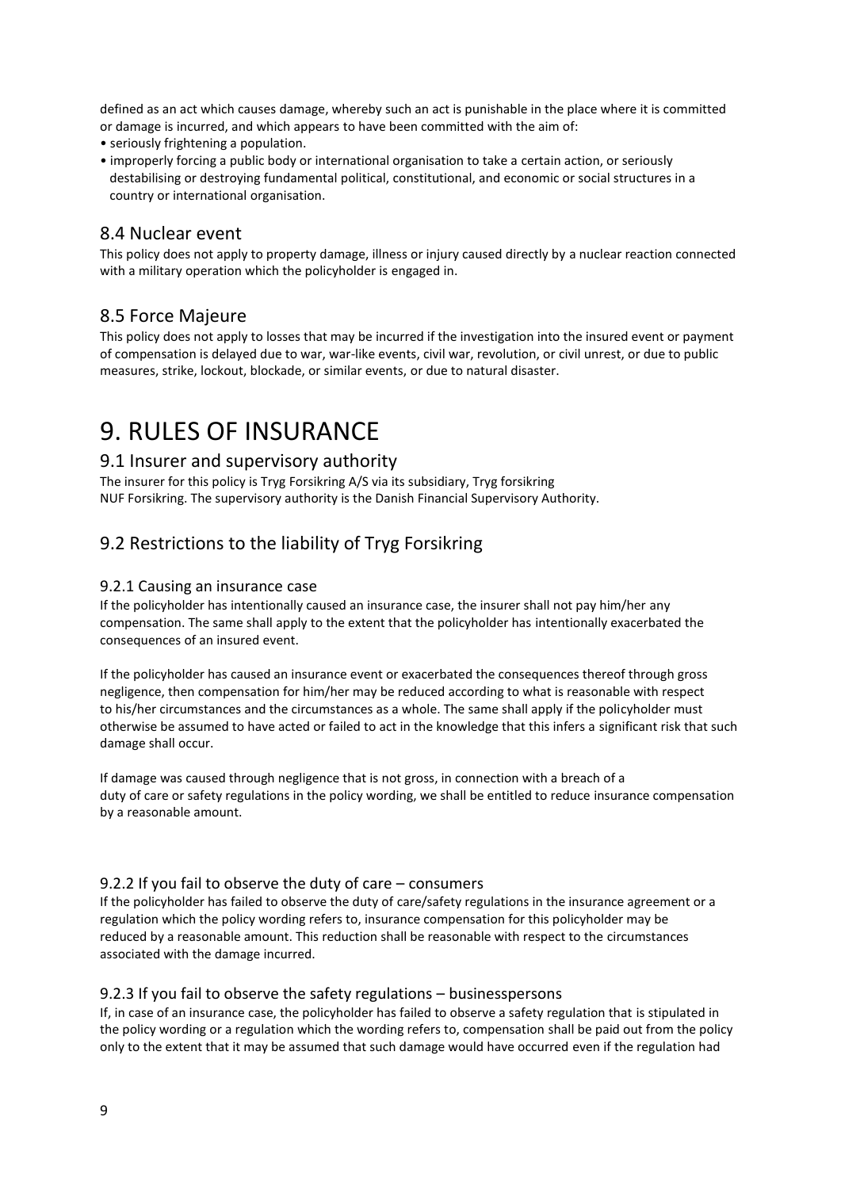defined as an act which causes damage, whereby such an act is punishable in the place where it is committed or damage is incurred, and which appears to have been committed with the aim of:

- seriously frightening a population.
- improperly forcing a public body or international organisation to take a certain action, or seriously destabilising or destroying fundamental political, constitutional, and economic or social structures in a country or international organisation.

## 8.4 Nuclear event

This policy does not apply to property damage, illness or injury caused directly by a nuclear reaction connected with a military operation which the policyholder is engaged in.

## 8.5 Force Majeure

This policy does not apply to losses that may be incurred if the investigation into the insured event or payment of compensation is delayed due to war, war-like events, civil war, revolution, or civil unrest, or due to public measures, strike, lockout, blockade, or similar events, or due to natural disaster.

# 9. RULES OF INSURANCE

## 9.1 Insurer and supervisory authority

The insurer for this policy is Tryg Forsikring A/S via its subsidiary, Tryg forsikring NUF Forsikring. The supervisory authority is the Danish Financial Supervisory Authority.

## 9.2 Restrictions to the liability of Tryg Forsikring

### 9.2.1 Causing an insurance case

If the policyholder has intentionally caused an insurance case, the insurer shall not pay him/her any compensation. The same shall apply to the extent that the policyholder has intentionally exacerbated the consequences of an insured event.

If the policyholder has caused an insurance event or exacerbated the consequences thereof through gross negligence, then compensation for him/her may be reduced according to what is reasonable with respect to his/her circumstances and the circumstances as a whole. The same shall apply if the policyholder must otherwise be assumed to have acted or failed to act in the knowledge that this infers a significant risk that such damage shall occur.

If damage was caused through negligence that is not gross, in connection with a breach of a duty of care or safety regulations in the policy wording, we shall be entitled to reduce insurance compensation by a reasonable amount.

### 9.2.2 If you fail to observe the duty of care – consumers

If the policyholder has failed to observe the duty of care/safety regulations in the insurance agreement or a regulation which the policy wording refers to, insurance compensation for this policyholder may be reduced by a reasonable amount. This reduction shall be reasonable with respect to the circumstances associated with the damage incurred.

### 9.2.3 If you fail to observe the safety regulations – businesspersons

If, in case of an insurance case, the policyholder has failed to observe a safety regulation that is stipulated in the policy wording or a regulation which the wording refers to, compensation shall be paid out from the policy only to the extent that it may be assumed that such damage would have occurred even if the regulation had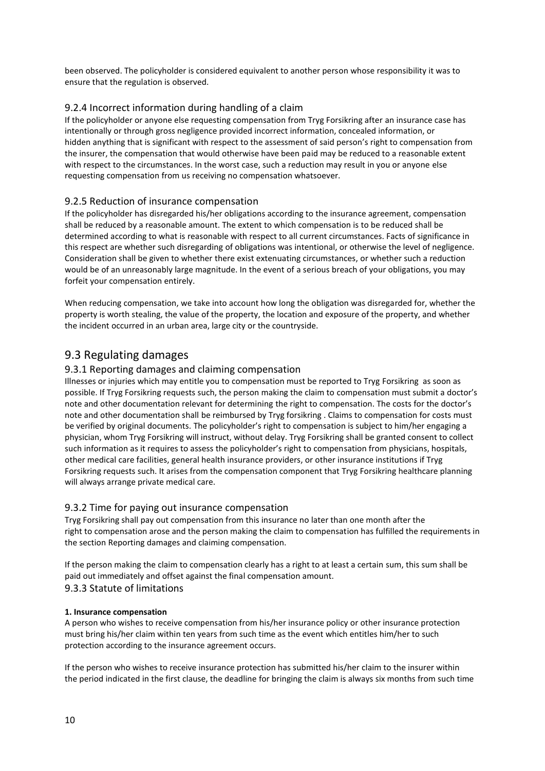been observed. The policyholder is considered equivalent to another person whose responsibility it was to ensure that the regulation is observed.

### 9.2.4 Incorrect information during handling of a claim

If the policyholder or anyone else requesting compensation from Tryg Forsikring after an insurance case has intentionally or through gross negligence provided incorrect information, concealed information, or hidden anything that is significant with respect to the assessment of said person's right to compensation from the insurer, the compensation that would otherwise have been paid may be reduced to a reasonable extent with respect to the circumstances. In the worst case, such a reduction may result in you or anyone else requesting compensation from us receiving no compensation whatsoever.

### 9.2.5 Reduction of insurance compensation

If the policyholder has disregarded his/her obligations according to the insurance agreement, compensation shall be reduced by a reasonable amount. The extent to which compensation is to be reduced shall be determined according to what is reasonable with respect to all current circumstances. Facts of significance in this respect are whether such disregarding of obligations was intentional, or otherwise the level of negligence. Consideration shall be given to whether there exist extenuating circumstances, or whether such a reduction would be of an unreasonably large magnitude. In the event of a serious breach of your obligations, you may forfeit your compensation entirely.

When reducing compensation, we take into account how long the obligation was disregarded for, whether the property is worth stealing, the value of the property, the location and exposure of the property, and whether the incident occurred in an urban area, large city or the countryside.

## 9.3 Regulating damages

### 9.3.1 Reporting damages and claiming compensation

Illnesses or injuries which may entitle you to compensation must be reported to Tryg Forsikring as soon as possible. If Tryg Forsikring requests such, the person making the claim to compensation must submit a doctor's note and other documentation relevant for determining the right to compensation. The costs for the doctor's note and other documentation shall be reimbursed by Tryg forsikring . Claims to compensation for costs must be verified by original documents. The policyholder's right to compensation is subject to him/her engaging a physician, whom Tryg Forsikring will instruct, without delay. Tryg Forsikring shall be granted consent to collect such information as it requires to assess the policyholder's right to compensation from physicians, hospitals, other medical care facilities, general health insurance providers, or other insurance institutions if Tryg Forsikring requests such. It arises from the compensation component that Tryg Forsikring healthcare planning will always arrange private medical care.

### 9.3.2 Time for paying out insurance compensation

Tryg Forsikring shall pay out compensation from this insurance no later than one month after the right to compensation arose and the person making the claim to compensation has fulfilled the requirements in the section Reporting damages and claiming compensation.

If the person making the claim to compensation clearly has a right to at least a certain sum, this sum shall be paid out immediately and offset against the final compensation amount.

### 9.3.3 Statute of limitations

**1. Insurance compensation**

A person who wishes to receive compensation from his/her insurance policy or other insurance protection must bring his/her claim within ten years from such time as the event which entitles him/her to such protection according to the insurance agreement occurs.

If the person who wishes to receive insurance protection has submitted his/her claim to the insurer within the period indicated in the first clause, the deadline for bringing the claim is always six months from such time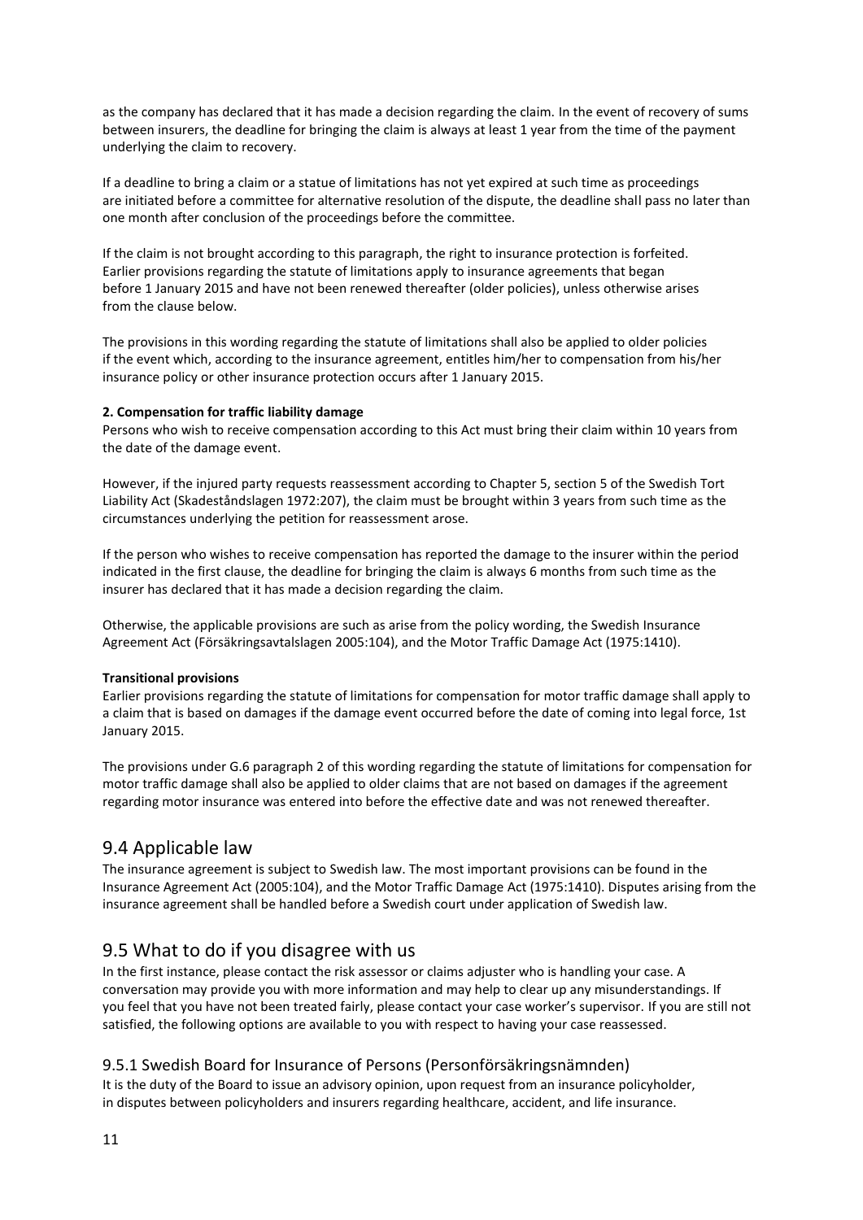as the company has declared that it has made a decision regarding the claim. In the event of recovery of sums between insurers, the deadline for bringing the claim is always at least 1 year from the time of the payment underlying the claim to recovery.

If a deadline to bring a claim or a statue of limitations has not yet expired at such time as proceedings are initiated before a committee for alternative resolution of the dispute, the deadline shall pass no later than one month after conclusion of the proceedings before the committee.

If the claim is not brought according to this paragraph, the right to insurance protection is forfeited. Earlier provisions regarding the statute of limitations apply to insurance agreements that began before 1 January 2015 and have not been renewed thereafter (older policies), unless otherwise arises from the clause below.

The provisions in this wording regarding the statute of limitations shall also be applied to older policies if the event which, according to the insurance agreement, entitles him/her to compensation from his/her insurance policy or other insurance protection occurs after 1 January 2015.

**2. Compensation for traffic liability damage**

Persons who wish to receive compensation according to this Act must bring their claim within 10 years from the date of the damage event.

However, if the injured party requests reassessment according to Chapter 5, section 5 of the Swedish Tort Liability Act (Skadeståndslagen 1972:207), the claim must be brought within 3 years from such time as the circumstances underlying the petition for reassessment arose.

If the person who wishes to receive compensation has reported the damage to the insurer within the period indicated in the first clause, the deadline for bringing the claim is always 6 months from such time as the insurer has declared that it has made a decision regarding the claim.

Otherwise, the applicable provisions are such as arise from the policy wording, the Swedish Insurance Agreement Act (Försäkringsavtalslagen 2005:104), and the Motor Traffic Damage Act (1975:1410).

**Transitional provisions**

Earlier provisions regarding the statute of limitations for compensation for motor traffic damage shall apply to a claim that is based on damages if the damage event occurred before the date of coming into legal force, 1st January 2015.

The provisions under G.6 paragraph 2 of this wording regarding the statute of limitations for compensation for motor traffic damage shall also be applied to older claims that are not based on damages if the agreement regarding motor insurance was entered into before the effective date and was not renewed thereafter.

## 9.4 Applicable law

The insurance agreement is subject to Swedish law. The most important provisions can be found in the Insurance Agreement Act (2005:104), and the Motor Traffic Damage Act (1975:1410). Disputes arising from the insurance agreement shall be handled before a Swedish court under application of Swedish law.

## 9.5 What to do if you disagree with us

In the first instance, please contact the risk assessor or claims adjuster who is handling your case. A conversation may provide you with more information and may help to clear up any misunderstandings. If you feel that you have not been treated fairly, please contact your case worker's supervisor. If you are still not satisfied, the following options are available to you with respect to having your case reassessed.

### 9.5.1 Swedish Board for Insurance of Persons (Personförsäkringsnämnden)

It is the duty of the Board to issue an advisory opinion, upon request from an insurance policyholder, in disputes between policyholders and insurers regarding healthcare, accident, and life insurance.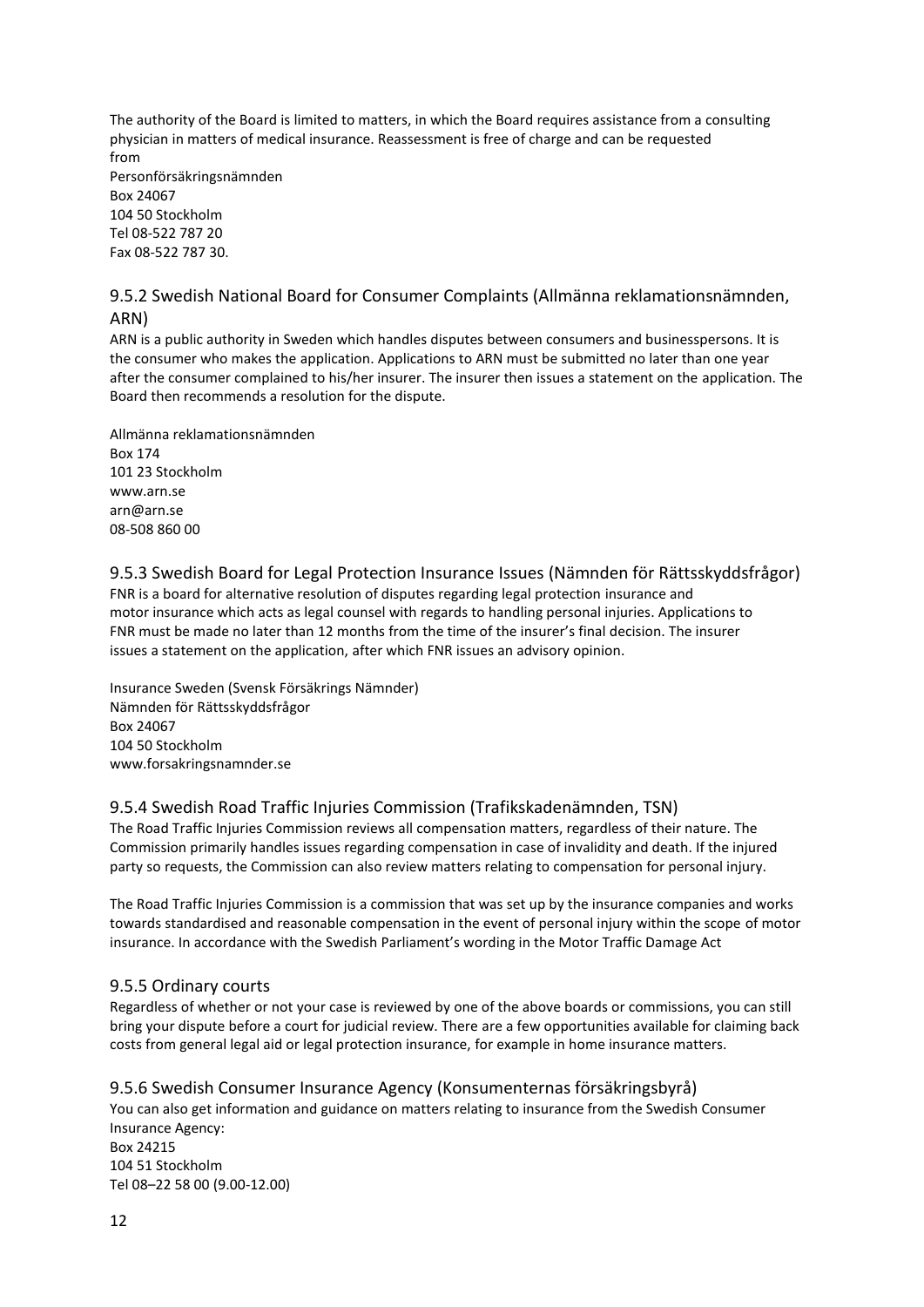The authority of the Board is limited to matters, in which the Board requires assistance from a consulting physician in matters of medical insurance. Reassessment is free of charge and can be requested from

Personförsäkringsnämnden
Box 24067
104 50 Stockholm
Tel 08-522 787 20
Fax 08-522 787 30.

### 9.5.2 Swedish National Board for Consumer Complaints (Allmänna reklamationsnämnden, ARN)

ARN is a public authority in Sweden which handles disputes between consumers and businesspersons. It is the consumer who makes the application. Applications to ARN must be submitted no later than one year after the consumer complained to his/her insurer. The insurer then issues a statement on the application. The Board then recommends a resolution for the dispute.

Allmänna reklamationsnämnden
Box 174
101 23 Stockholm
www.arn.se
arn@arn.se
08-508 860 00

### 9.5.3 Swedish Board for Legal Protection Insurance Issues (Nämnden för Rättsskyddsfrågor)

FNR is a board for alternative resolution of disputes regarding legal protection insurance and motor insurance which acts as legal counsel with regards to handling personal injuries. Applications to FNR must be made no later than 12 months from the time of the insurer's final decision. The insurer issues a statement on the application, after which FNR issues an advisory opinion.

Insurance Sweden (Svensk Försäkrings Nämnder)
Nämnden för Rättsskyddsfrågor
Box 24067
104 50 Stockholm
www.forsakringsnamnder.se

### 9.5.4 Swedish Road Traffic Injuries Commission (Trafikskadenämnden, TSN)

The Road Traffic Injuries Commission reviews all compensation matters, regardless of their nature. The Commission primarily handles issues regarding compensation in case of invalidity and death. If the injured party so requests, the Commission can also review matters relating to compensation for personal injury.

The Road Traffic Injuries Commission is a commission that was set up by the insurance companies and works towards standardised and reasonable compensation in the event of personal injury within the scope of motor insurance. In accordance with the Swedish Parliament's wording in the Motor Traffic Damage Act

### 9.5.5 Ordinary courts

Regardless of whether or not your case is reviewed by one of the above boards or commissions, you can still bring your dispute before a court for judicial review. There are a few opportunities available for claiming back costs from general legal aid or legal protection insurance, for example in home insurance matters.

### 9.5.6 Swedish Consumer Insurance Agency (Konsumenternas försäkringsbyrå)

You can also get information and guidance on matters relating to insurance from the Swedish Consumer Insurance Agency:
Box 24215
104 51 Stockholm
Tel 08–22 58 00 (9.00-12.00)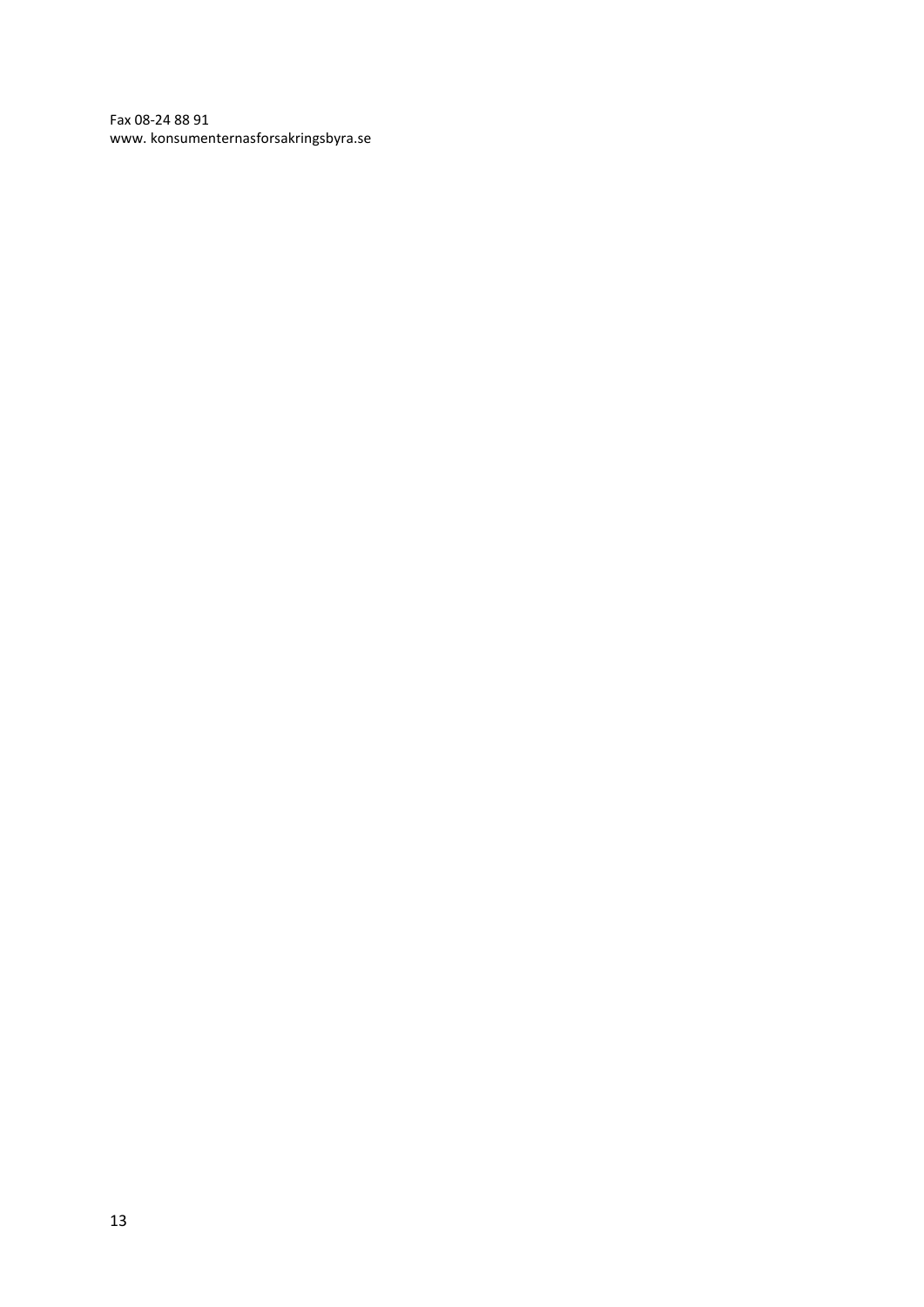Fax 08-24 88 91
www. konsumenternasforsakringsbyra.se